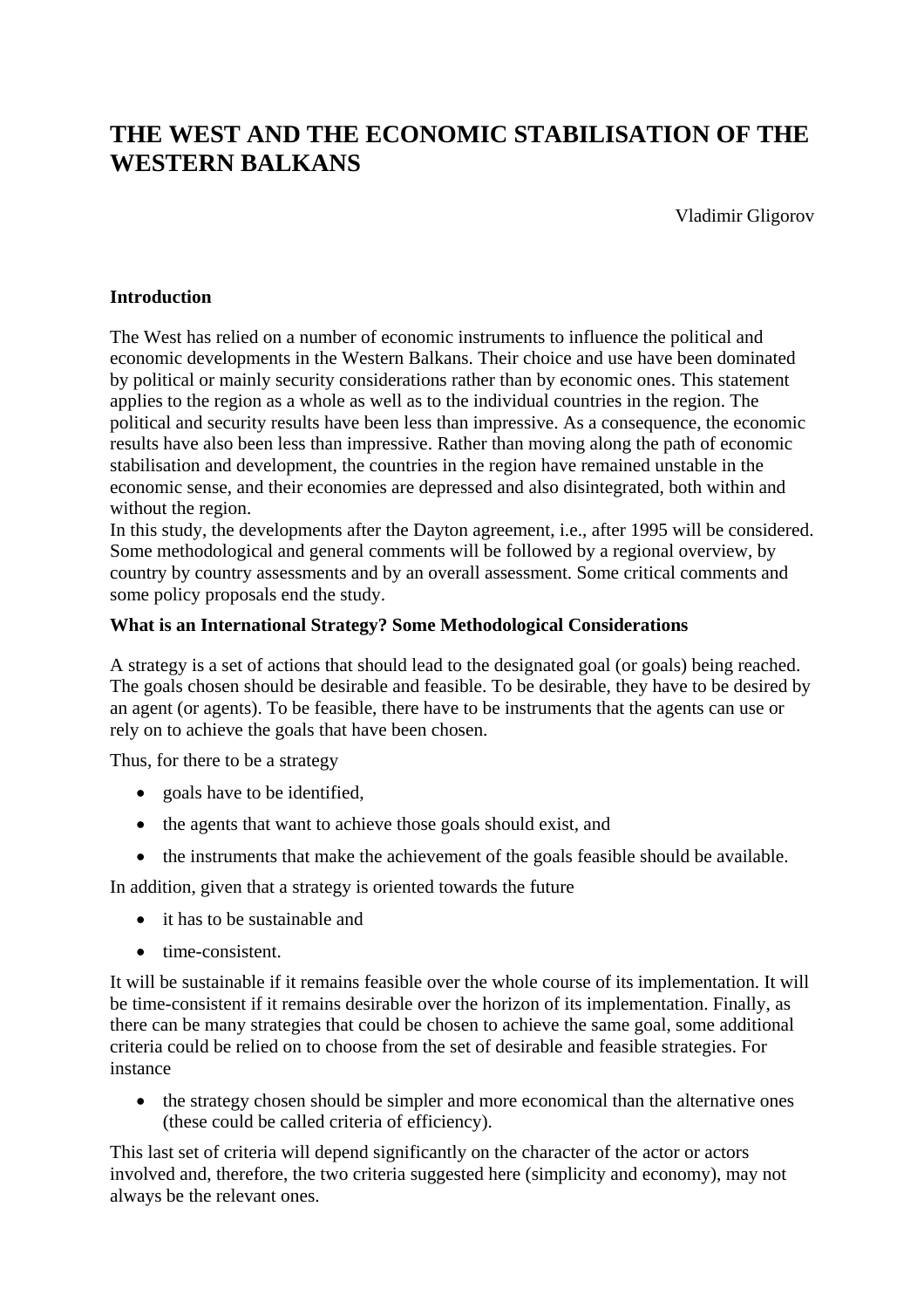# THE WEST AND THE ECONOMIC STABILISATION OF THE WESTERN BALKANS

Vladimir Gligorov

## Introduction

The West has relied on a number of economic instruments to influence the political and economic developments in the Western Balkans. Their choice and use have been dominated by political or mainly security considerations rather than by economic ones. This statement applies to the region as a whole as well as to the individual countries in the region. The political and security results have been less than impressive. As a consequence, the economic results have also been less than impressive. Rather than moving along the path of economic stabilisation and development, the countries in the region have remained unstable in the economic sense, and their economies are depressed and also disintegrated, both within and without the region.

In this study, the developments after the Dayton agreement, i.e., after 1995 will be considered. Some methodological and general comments will be followed by a regional overview, by country by country assessments and by an overall assessment. Some critical comments and some policy proposals end the study.

## What is an International Strategy? Some Methodological Considerations

A strategy is a set of actions that should lead to the designated goal (or goals) being reached. The goals chosen should be desirable and feasible. To be desirable, they have to be desired by an agent (or agents). To be feasible, there have to be instruments that the agents can use or rely on to achieve the goals that have been chosen.

Thus, for there to be a strategy

- goals have to be identified,
- the agents that want to achieve those goals should exist, and
- the instruments that make the achievement of the goals feasible should be available.

In addition, given that a strategy is oriented towards the future

- it has to be sustainable and
- time-consistent.

It will be sustainable if it remains feasible over the whole course of its implementation. It will be time-consistent if it remains desirable over the horizon of its implementation. Finally, as there can be many strategies that could be chosen to achieve the same goal, some additional criteria could be relied on to choose from the set of desirable and feasible strategies. For instance

- the strategy chosen should be simpler and more economical than the alternative ones (these could be called criteria of efficiency).

This last set of criteria will depend significantly on the character of the actor or actors involved and, therefore, the two criteria suggested here (simplicity and economy), may not always be the relevant ones.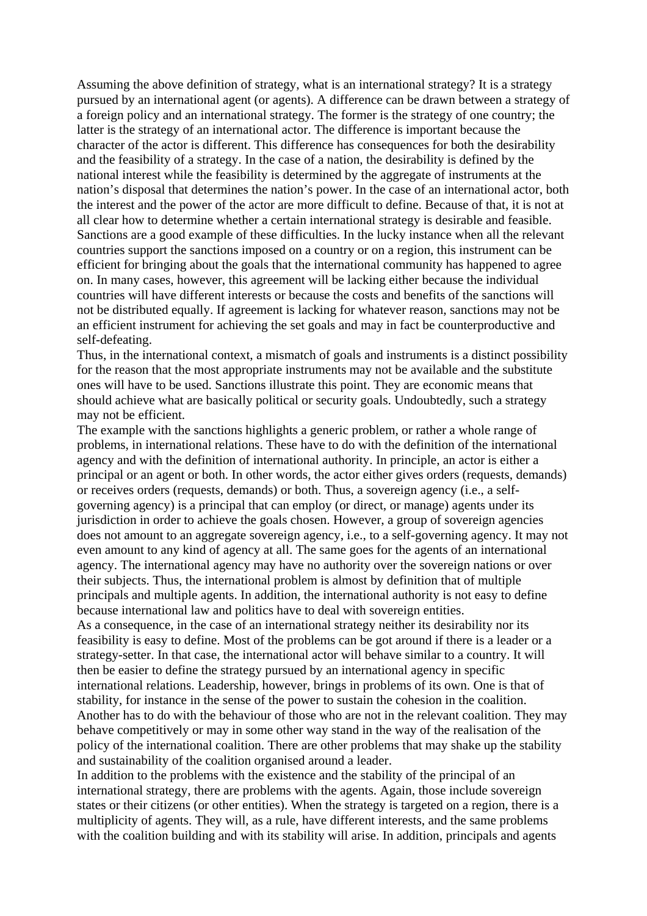Assuming the above definition of strategy, what is an international strategy? It is a strategy pursued by an international agent (or agents). A difference can be drawn between a strategy of a foreign policy and an international strategy. The former is the strategy of one country; the latter is the strategy of an international actor. The difference is important because the character of the actor is different. This difference has consequences for both the desirability and the feasibility of a strategy. In the case of a nation, the desirability is defined by the national interest while the feasibility is determined by the aggregate of instruments at the nation's disposal that determines the nation's power. In the case of an international actor, both the interest and the power of the actor are more difficult to define. Because of that, it is not at all clear how to determine whether a certain international strategy is desirable and feasible. Sanctions are a good example of these difficulties. In the lucky instance when all the relevant countries support the sanctions imposed on a country or on a region, this instrument can be efficient for bringing about the goals that the international community has happened to agree on. In many cases, however, this agreement will be lacking either because the individual countries will have different interests or because the costs and benefits of the sanctions will not be distributed equally. If agreement is lacking for whatever reason, sanctions may not be an efficient instrument for achieving the set goals and may in fact be counterproductive and self-defeating.

Thus, in the international context, a mismatch of goals and instruments is a distinct possibility for the reason that the most appropriate instruments may not be available and the substitute ones will have to be used. Sanctions illustrate this point. They are economic means that should achieve what are basically political or security goals. Undoubtedly, such a strategy may not be efficient.

The example with the sanctions highlights a generic problem, or rather a whole range of problems, in international relations. These have to do with the definition of the international agency and with the definition of international authority. In principle, an actor is either a principal or an agent or both. In other words, the actor either gives orders (requests, demands) or receives orders (requests, demands) or both. Thus, a sovereign agency (i.e., a self-governing agency) is a principal that can employ (or direct, or manage) agents under its jurisdiction in order to achieve the goals chosen. However, a group of sovereign agencies does not amount to an aggregate sovereign agency, i.e., to a self-governing agency. It may not even amount to any kind of agency at all. The same goes for the agents of an international agency. The international agency may have no authority over the sovereign nations or over their subjects. Thus, the international problem is almost by definition that of multiple principals and multiple agents. In addition, the international authority is not easy to define because international law and politics have to deal with sovereign entities.

As a consequence, in the case of an international strategy neither its desirability nor its feasibility is easy to define. Most of the problems can be got around if there is a leader or a strategy-setter. In that case, the international actor will behave similar to a country. It will then be easier to define the strategy pursued by an international agency in specific international relations. Leadership, however, brings in problems of its own. One is that of stability, for instance in the sense of the power to sustain the cohesion in the coalition. Another has to do with the behaviour of those who are not in the relevant coalition. They may behave competitively or may in some other way stand in the way of the realisation of the policy of the international coalition. There are other problems that may shake up the stability and sustainability of the coalition organised around a leader.

In addition to the problems with the existence and the stability of the principal of an international strategy, there are problems with the agents. Again, those include sovereign states or their citizens (or other entities). When the strategy is targeted on a region, there is a multiplicity of agents. They will, as a rule, have different interests, and the same problems with the coalition building and with its stability will arise. In addition, principals and agents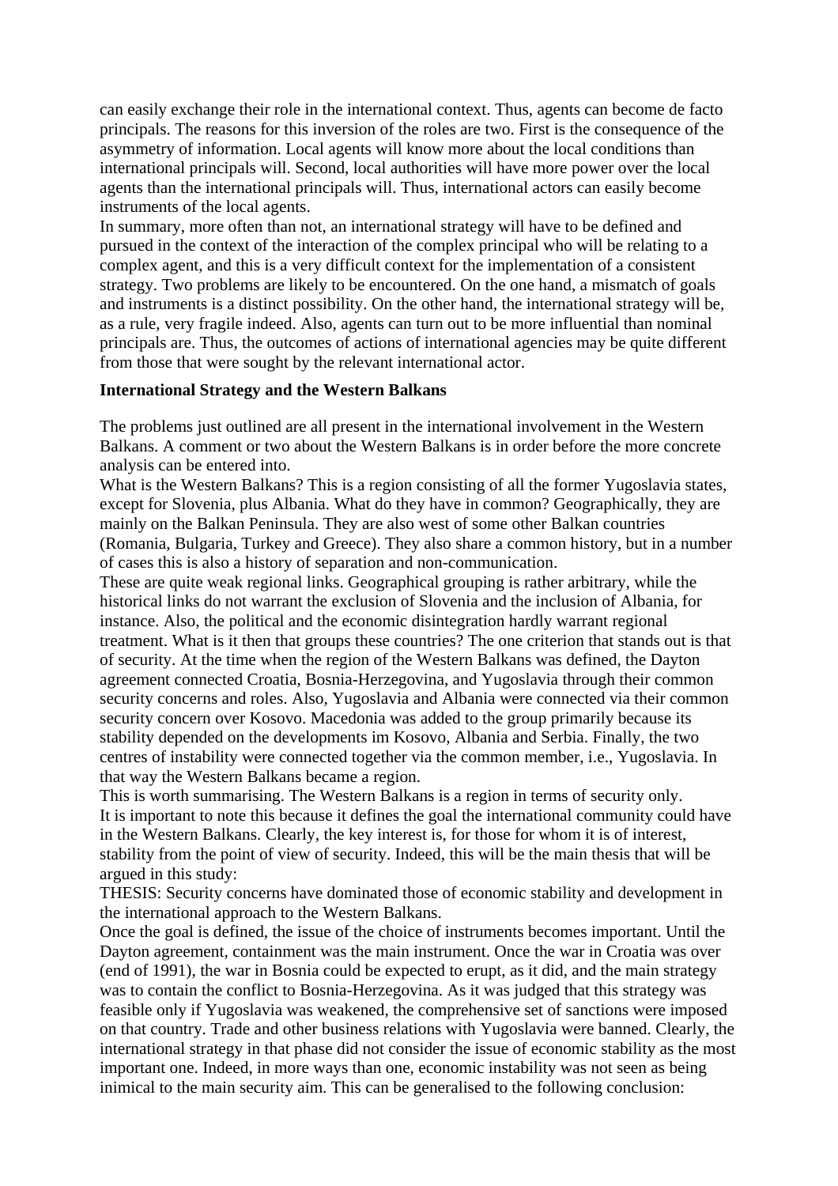can easily exchange their role in the international context. Thus, agents can become de facto principals. The reasons for this inversion of the roles are two. First is the consequence of the asymmetry of information. Local agents will know more about the local conditions than international principals will. Second, local authorities will have more power over the local agents than the international principals will. Thus, international actors can easily become instruments of the local agents.

In summary, more often than not, an international strategy will have to be defined and pursued in the context of the interaction of the complex principal who will be relating to a complex agent, and this is a very difficult context for the implementation of a consistent strategy. Two problems are likely to be encountered. On the one hand, a mismatch of goals and instruments is a distinct possibility. On the other hand, the international strategy will be, as a rule, very fragile indeed. Also, agents can turn out to be more influential than nominal principals are. Thus, the outcomes of actions of international agencies may be quite different from those that were sought by the relevant international actor.

**International Strategy and the Western Balkans**

The problems just outlined are all present in the international involvement in the Western Balkans. A comment or two about the Western Balkans is in order before the more concrete analysis can be entered into.

What is the Western Balkans? This is a region consisting of all the former Yugoslavia states, except for Slovenia, plus Albania. What do they have in common? Geographically, they are mainly on the Balkan Peninsula. They are also west of some other Balkan countries (Romania, Bulgaria, Turkey and Greece). They also share a common history, but in a number of cases this is also a history of separation and non-communication.

These are quite weak regional links. Geographical grouping is rather arbitrary, while the historical links do not warrant the exclusion of Slovenia and the inclusion of Albania, for instance. Also, the political and the economic disintegration hardly warrant regional treatment. What is it then that groups these countries? The one criterion that stands out is that of security. At the time when the region of the Western Balkans was defined, the Dayton agreement connected Croatia, Bosnia-Herzegovina, and Yugoslavia through their common security concerns and roles. Also, Yugoslavia and Albania were connected via their common security concern over Kosovo. Macedonia was added to the group primarily because its stability depended on the developments im Kosovo, Albania and Serbia. Finally, the two centres of instability were connected together via the common member, i.e., Yugoslavia. In that way the Western Balkans became a region.

This is worth summarising. The Western Balkans is a region in terms of security only.

It is important to note this because it defines the goal the international community could have in the Western Balkans. Clearly, the key interest is, for those for whom it is of interest, stability from the point of view of security. Indeed, this will be the main thesis that will be argued in this study:

THESIS: Security concerns have dominated those of economic stability and development in the international approach to the Western Balkans.

Once the goal is defined, the issue of the choice of instruments becomes important. Until the Dayton agreement, containment was the main instrument. Once the war in Croatia was over (end of 1991), the war in Bosnia could be expected to erupt, as it did, and the main strategy was to contain the conflict to Bosnia-Herzegovina. As it was judged that this strategy was feasible only if Yugoslavia was weakened, the comprehensive set of sanctions were imposed on that country. Trade and other business relations with Yugoslavia were banned. Clearly, the international strategy in that phase did not consider the issue of economic stability as the most important one. Indeed, in more ways than one, economic instability was not seen as being inimical to the main security aim. This can be generalised to the following conclusion: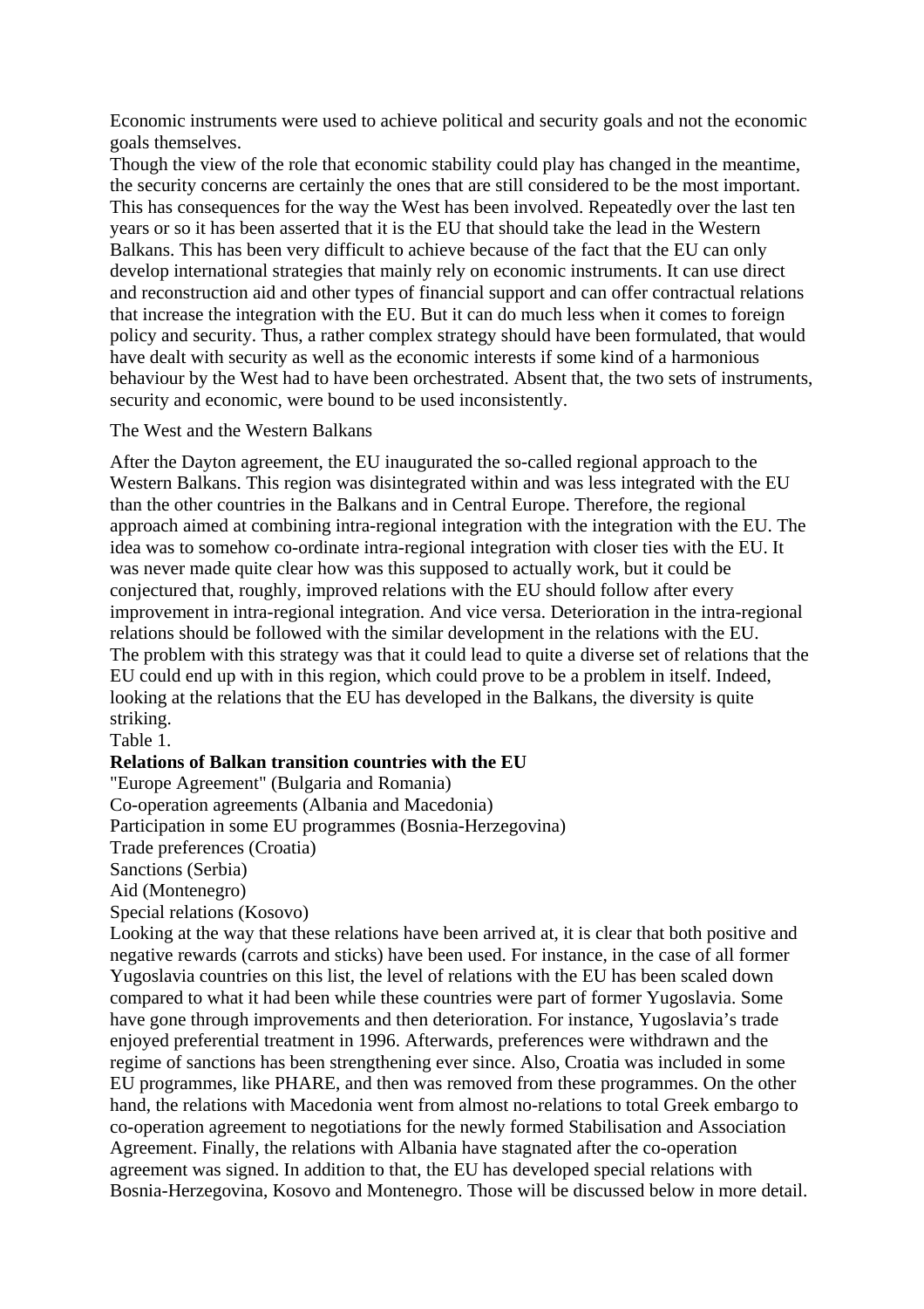Economic instruments were used to achieve political and security goals and not the economic goals themselves.

Though the view of the role that economic stability could play has changed in the meantime, the security concerns are certainly the ones that are still considered to be the most important. This has consequences for the way the West has been involved. Repeatedly over the last ten years or so it has been asserted that it is the EU that should take the lead in the Western Balkans. This has been very difficult to achieve because of the fact that the EU can only develop international strategies that mainly rely on economic instruments. It can use direct and reconstruction aid and other types of financial support and can offer contractual relations that increase the integration with the EU. But it can do much less when it comes to foreign policy and security. Thus, a rather complex strategy should have been formulated, that would have dealt with security as well as the economic interests if some kind of a harmonious behaviour by the West had to have been orchestrated. Absent that, the two sets of instruments, security and economic, were bound to be used inconsistently.

## The West and the Western Balkans

After the Dayton agreement, the EU inaugurated the so-called regional approach to the Western Balkans. This region was disintegrated within and was less integrated with the EU than the other countries in the Balkans and in Central Europe. Therefore, the regional approach aimed at combining intra-regional integration with the integration with the EU. The idea was to somehow co-ordinate intra-regional integration with closer ties with the EU. It was never made quite clear how was this supposed to actually work, but it could be conjectured that, roughly, improved relations with the EU should follow after every improvement in intra-regional integration. And vice versa. Deterioration in the intra-regional relations should be followed with the similar development in the relations with the EU.

The problem with this strategy was that it could lead to quite a diverse set of relations that the EU could end up with in this region, which could prove to be a problem in itself. Indeed, looking at the relations that the EU has developed in the Balkans, the diversity is quite striking.

Table 1.

**Relations of Balkan transition countries with the EU**

"Europe Agreement" (Bulgaria and Romania)
Co-operation agreements (Albania and Macedonia)
Participation in some EU programmes (Bosnia-Herzegovina)
Trade preferences (Croatia)
Sanctions (Serbia)
Aid (Montenegro)
Special relations (Kosovo)

Looking at the way that these relations have been arrived at, it is clear that both positive and negative rewards (carrots and sticks) have been used. For instance, in the case of all former Yugoslavia countries on this list, the level of relations with the EU has been scaled down compared to what it had been while these countries were part of former Yugoslavia. Some have gone through improvements and then deterioration. For instance, Yugoslavia's trade enjoyed preferential treatment in 1996. Afterwards, preferences were withdrawn and the regime of sanctions has been strengthening ever since. Also, Croatia was included in some EU programmes, like PHARE, and then was removed from these programmes. On the other hand, the relations with Macedonia went from almost no-relations to total Greek embargo to co-operation agreement to negotiations for the newly formed Stabilisation and Association Agreement. Finally, the relations with Albania have stagnated after the co-operation agreement was signed. In addition to that, the EU has developed special relations with Bosnia-Herzegovina, Kosovo and Montenegro. Those will be discussed below in more detail.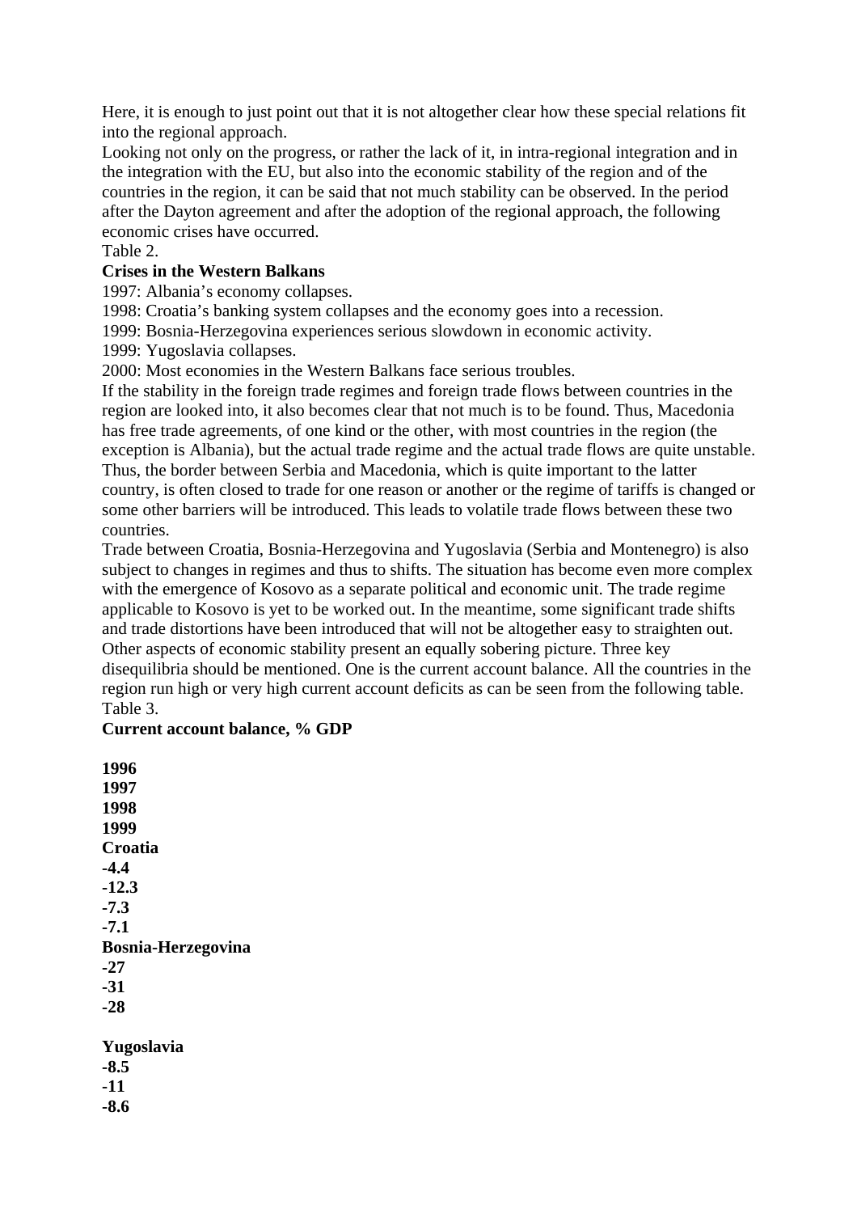Here, it is enough to just point out that it is not altogether clear how these special relations fit into the regional approach.

Looking not only on the progress, or rather the lack of it, in intra-regional integration and in the integration with the EU, but also into the economic stability of the region and of the countries in the region, it can be said that not much stability can be observed. In the period after the Dayton agreement and after the adoption of the regional approach, the following economic crises have occurred.

Table 2.

**Crises in the Western Balkans**

1997: Albania's economy collapses.
1998: Croatia's banking system collapses and the economy goes into a recession.
1999: Bosnia-Herzegovina experiences serious slowdown in economic activity.
1999: Yugoslavia collapses.
2000: Most economies in the Western Balkans face serious troubles.

If the stability in the foreign trade regimes and foreign trade flows between countries in the region are looked into, it also becomes clear that not much is to be found. Thus, Macedonia has free trade agreements, of one kind or the other, with most countries in the region (the exception is Albania), but the actual trade regime and the actual trade flows are quite unstable. Thus, the border between Serbia and Macedonia, which is quite important to the latter country, is often closed to trade for one reason or another or the regime of tariffs is changed or some other barriers will be introduced. This leads to volatile trade flows between these two countries.

Trade between Croatia, Bosnia-Herzegovina and Yugoslavia (Serbia and Montenegro) is also subject to changes in regimes and thus to shifts. The situation has become even more complex with the emergence of Kosovo as a separate political and economic unit. The trade regime applicable to Kosovo is yet to be worked out. In the meantime, some significant trade shifts and trade distortions have been introduced that will not be altogether easy to straighten out.

Other aspects of economic stability present an equally sobering picture. Three key disequilibria should be mentioned. One is the current account balance. All the countries in the region run high or very high current account deficits as can be seen from the following table.

Table 3.

**Current account balance, % GDP**

| | **1996** | **1997** | **1998** | **1999** |
|---|---|---|---|---|
| **Croatia** | **-4.4** | **-12.3** | **-7.3** | **-7.1** |
| **Bosnia-Herzegovina** | **-27** | **-31** | **-28** | |
| **Yugoslavia** | **-8.5** | **-11** | **-8.6** | |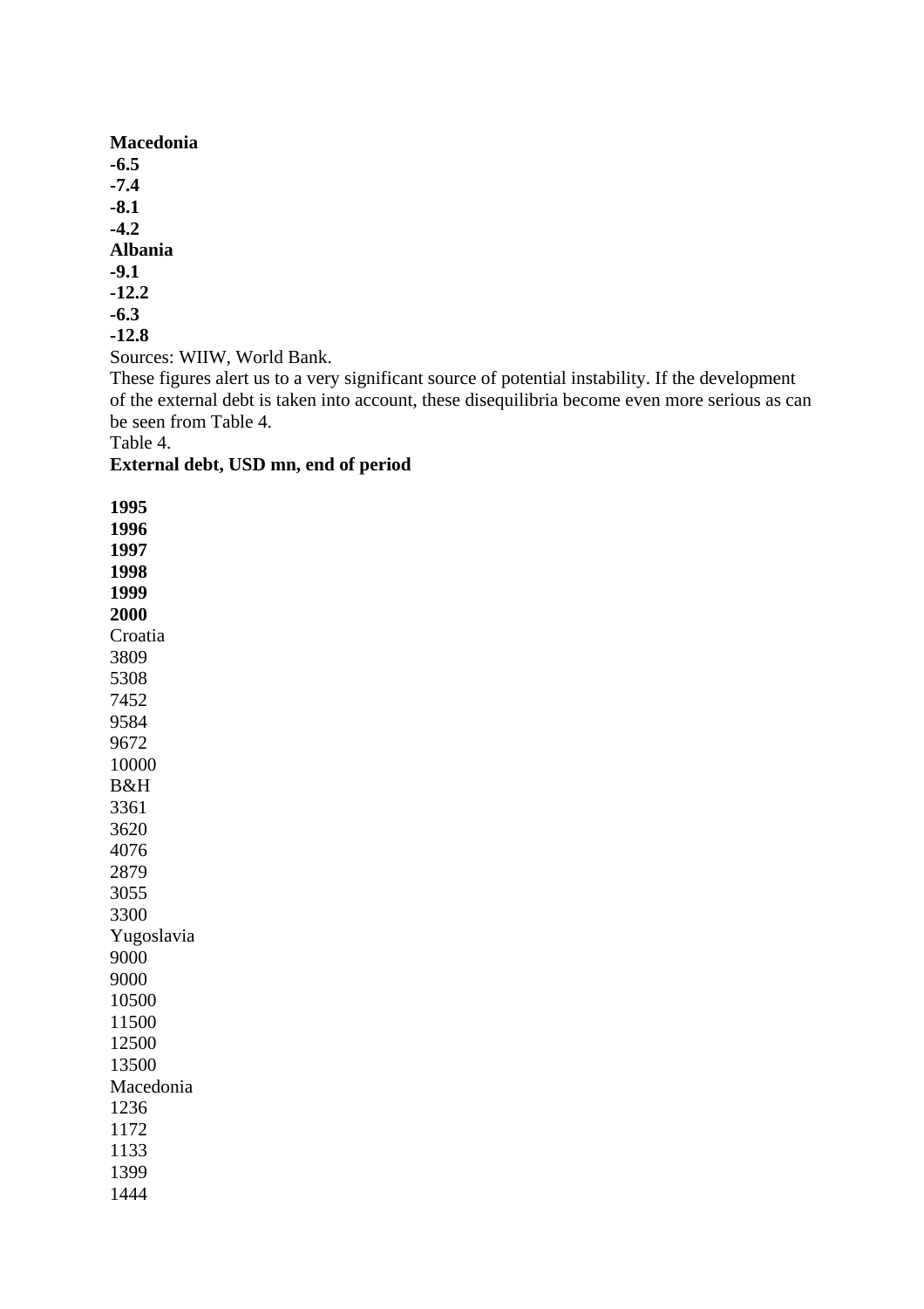| Macedonia | -6.5 | -7.4 | -8.1 | -4.2 |
|---|---|---|---|---|
| **Albania** | **-9.1** | **-12.2** | **-6.3** | **-12.8** |

Sources: WIIW, World Bank.

These figures alert us to a very significant source of potential instability. If the development of the external debt is taken into account, these disequilibria become even more serious as can be seen from Table 4.

Table 4.

**External debt, USD mn, end of period**

| | **1995** | **1996** | **1997** | **1998** | **1999** | **2000** |
|---|---|---|---|---|---|---|
| Croatia | 3809 | 5308 | 7452 | 9584 | 9672 | 10000 |
| B&H | 3361 | 3620 | 4076 | 2879 | 3055 | 3300 |
| Yugoslavia | 9000 | 9000 | 10500 | 11500 | 12500 | 13500 |
| Macedonia | 1236 | 1172 | 1133 | 1399 | 1444 | |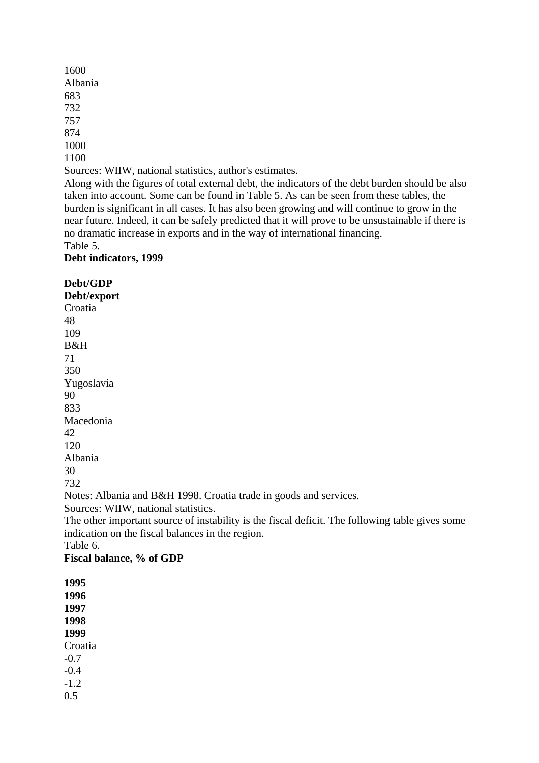| | | | | | | |
|---|---|---|---|---|---|---|
| | | | | | | 1600 |
| Albania | 683 | 732 | 757 | 874 | 1000 | 1100 |

Sources: WIIW, national statistics, author's estimates.

Along with the figures of total external debt, the indicators of the debt burden should be also taken into account. Some can be found in Table 5. As can be seen from these tables, the burden is significant in all cases. It has also been growing and will continue to grow in the near future. Indeed, it can be safely predicted that it will prove to be unsustainable if there is no dramatic increase in exports and in the way of international financing.

Table 5.

**Debt indicators, 1999**

| | **Debt/GDP** | **Debt/export** |
|---|---|---|
| Croatia | 48 | 109 |
| B&H | 71 | 350 |
| Yugoslavia | 90 | 833 |
| Macedonia | 42 | 120 |
| Albania | 30 | 732 |

Notes: Albania and B&H 1998. Croatia trade in goods and services.

Sources: WIIW, national statistics.

The other important source of instability is the fiscal deficit. The following table gives some indication on the fiscal balances in the region.

Table 6.

**Fiscal balance, % of GDP**

| | **1995** | **1996** | **1997** | **1998** | **1999** |
|---|---|---|---|---|---|
| Croatia | -0.7 | -0.4 | -1.2 | 0.5 | |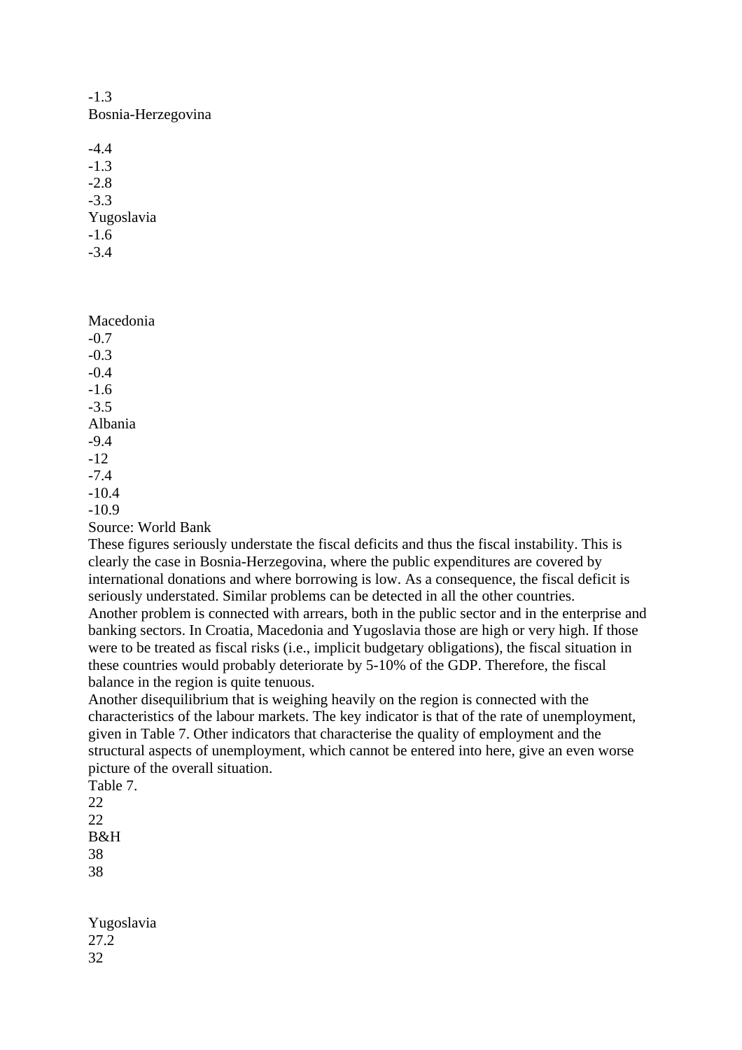-1.3
Bosnia-Herzegovina

-4.4
-1.3
-2.8
-3.3
Yugoslavia
-1.6
-3.4

Macedonia
-0.7
-0.3
-0.4
-1.6
-3.5
Albania
-9.4
-12
-7.4
-10.4
-10.9
Source: World Bank

These figures seriously understate the fiscal deficits and thus the fiscal instability. This is clearly the case in Bosnia-Herzegovina, where the public expenditures are covered by international donations and where borrowing is low. As a consequence, the fiscal deficit is seriously understated. Similar problems can be detected in all the other countries.

Another problem is connected with arrears, both in the public sector and in the enterprise and banking sectors. In Croatia, Macedonia and Yugoslavia those are high or very high. If those were to be treated as fiscal risks (i.e., implicit budgetary obligations), the fiscal situation in these countries would probably deteriorate by 5-10% of the GDP. Therefore, the fiscal balance in the region is quite tenuous.

Another disequilibrium that is weighing heavily on the region is connected with the characteristics of the labour markets. The key indicator is that of the rate of unemployment, given in Table 7. Other indicators that characterise the quality of employment and the structural aspects of unemployment, which cannot be entered into here, give an even worse picture of the overall situation.

Table 7.
22
22
B&H
38
38

Yugoslavia
27.2
32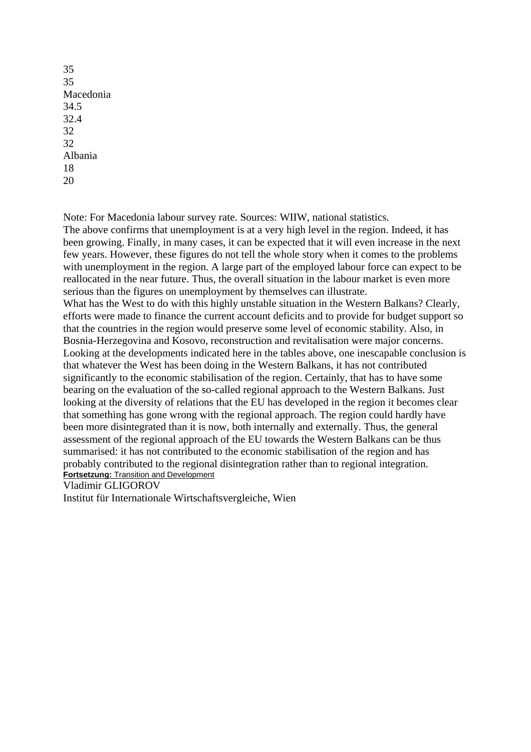35
35
Macedonia
34.5
32.4
32
32
Albania
18
20

Note: For Macedonia labour survey rate. Sources: WIIW, national statistics.

The above confirms that unemployment is at a very high level in the region. Indeed, it has been growing. Finally, in many cases, it can be expected that it will even increase in the next few years. However, these figures do not tell the whole story when it comes to the problems with unemployment in the region. A large part of the employed labour force can expect to be reallocated in the near future. Thus, the overall situation in the labour market is even more serious than the figures on unemployment by themselves can illustrate.

What has the West to do with this highly unstable situation in the Western Balkans? Clearly, efforts were made to finance the current account deficits and to provide for budget support so that the countries in the region would preserve some level of economic stability. Also, in Bosnia-Herzegovina and Kosovo, reconstruction and revitalisation were major concerns. Looking at the developments indicated here in the tables above, one inescapable conclusion is that whatever the West has been doing in the Western Balkans, it has not contributed significantly to the economic stabilisation of the region. Certainly, that has to have some bearing on the evaluation of the so-called regional approach to the Western Balkans. Just looking at the diversity of relations that the EU has developed in the region it becomes clear that something has gone wrong with the regional approach. The region could hardly have been more disintegrated than it is now, both internally and externally. Thus, the general assessment of the regional approach of the EU towards the Western Balkans can be thus summarised: it has not contributed to the economic stabilisation of the region and has probably contributed to the regional disintegration rather than to regional integration.

**Fortsetzung:** Transition and Development

Vladimir GLIGOROV

Institut für Internationale Wirtschaftsvergleiche, Wien